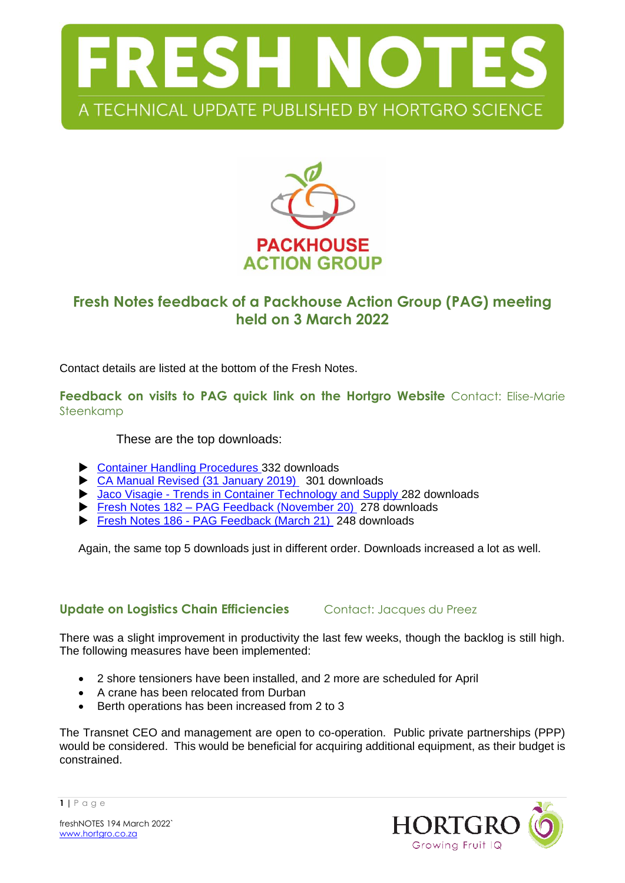# FRESH NOTES

A TECHNICAL UPDATE PUBLISHED BY HORTGRO SCIENCE

PACKHOUSE ACTION GROUP

## Fresh Notes feedback of a Packhouse Action Group (PAG) meeting held on 3 March 2022

Contact details are listed at the bottom of the Fresh Notes.

### Feedback on visits to PAG quick link on the Hortgro Website Contact: Elise-Marie Steenkamp

These are the top downloads:

- Container Handling Procedures 332 downloads
- CA Manual Revised (31 January 2019) 301 downloads
- Jaco Visagie - Trends in Container Technology and Supply 282 downloads
- Fresh Notes 182 – PAG Feedback (November 20) 278 downloads
- Fresh Notes 186 - PAG Feedback (March 21) 248 downloads

Again, the same top 5 downloads just in different order. Downloads increased a lot as well.

### Update on Logistics Chain Efficiencies Contact: Jacques du Preez

There was a slight improvement in productivity the last few weeks, though the backlog is still high. The following measures have been implemented:

- 2 shore tensioners have been installed, and 2 more are scheduled for April
- A crane has been relocated from Durban
- Berth operations has been increased from 2 to 3

The Transnet CEO and management are open to co-operation. Public private partnerships (PPP) would be considered. This would be beneficial for acquiring additional equipment, as their budget is constrained.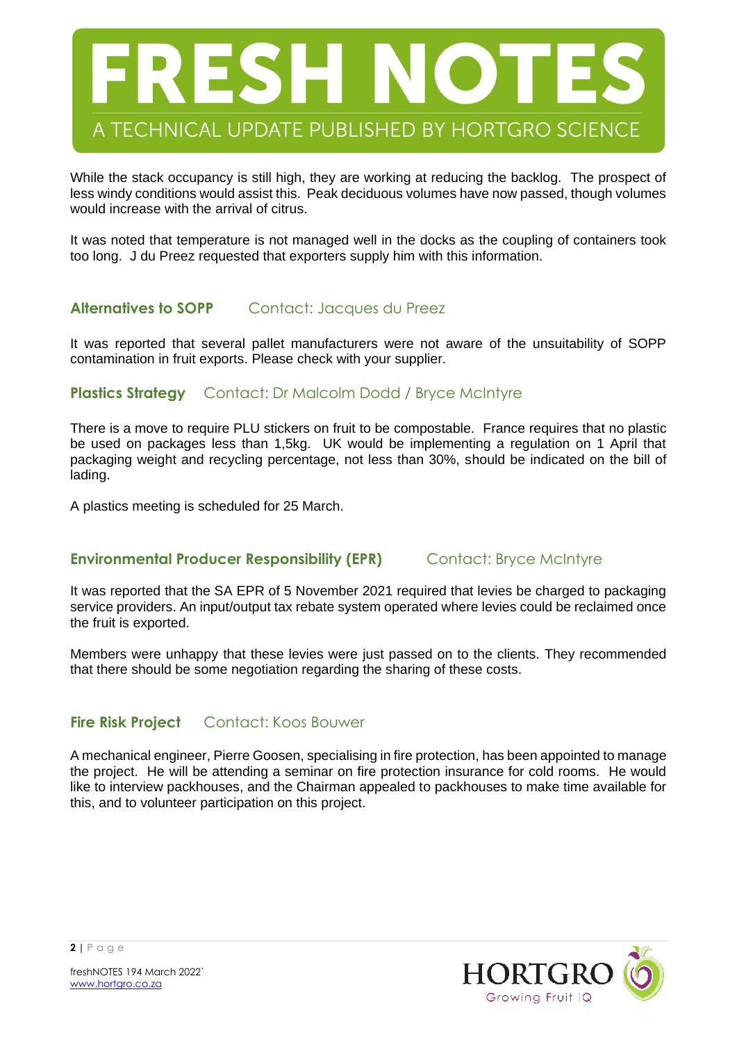While the stack occupancy is still high, they are working at reducing the backlog. The prospect of less windy conditions would assist this. Peak deciduous volumes have now passed, though volumes would increase with the arrival of citrus.

It was noted that temperature is not managed well in the docks as the coupling of containers took too long. J du Preez requested that exporters supply him with this information.

## Alternatives to SOPP   Contact: Jacques du Preez

It was reported that several pallet manufacturers were not aware of the unsuitability of SOPP contamination in fruit exports. Please check with your supplier.

## Plastics Strategy   Contact: Dr Malcolm Dodd / Bryce McIntyre

There is a move to require PLU stickers on fruit to be compostable. France requires that no plastic be used on packages less than 1,5kg. UK would be implementing a regulation on 1 April that packaging weight and recycling percentage, not less than 30%, should be indicated on the bill of lading.

A plastics meeting is scheduled for 25 March.

## Environmental Producer Responsibility (EPR)   Contact: Bryce McIntyre

It was reported that the SA EPR of 5 November 2021 required that levies be charged to packaging service providers. An input/output tax rebate system operated where levies could be reclaimed once the fruit is exported.

Members were unhappy that these levies were just passed on to the clients. They recommended that there should be some negotiation regarding the sharing of these costs.

## Fire Risk Project   Contact: Koos Bouwer

A mechanical engineer, Pierre Goosen, specialising in fire protection, has been appointed to manage the project. He will be attending a seminar on fire protection insurance for cold rooms. He would like to interview packhouses, and the Chairman appealed to packhouses to make time available for this, and to volunteer participation on this project.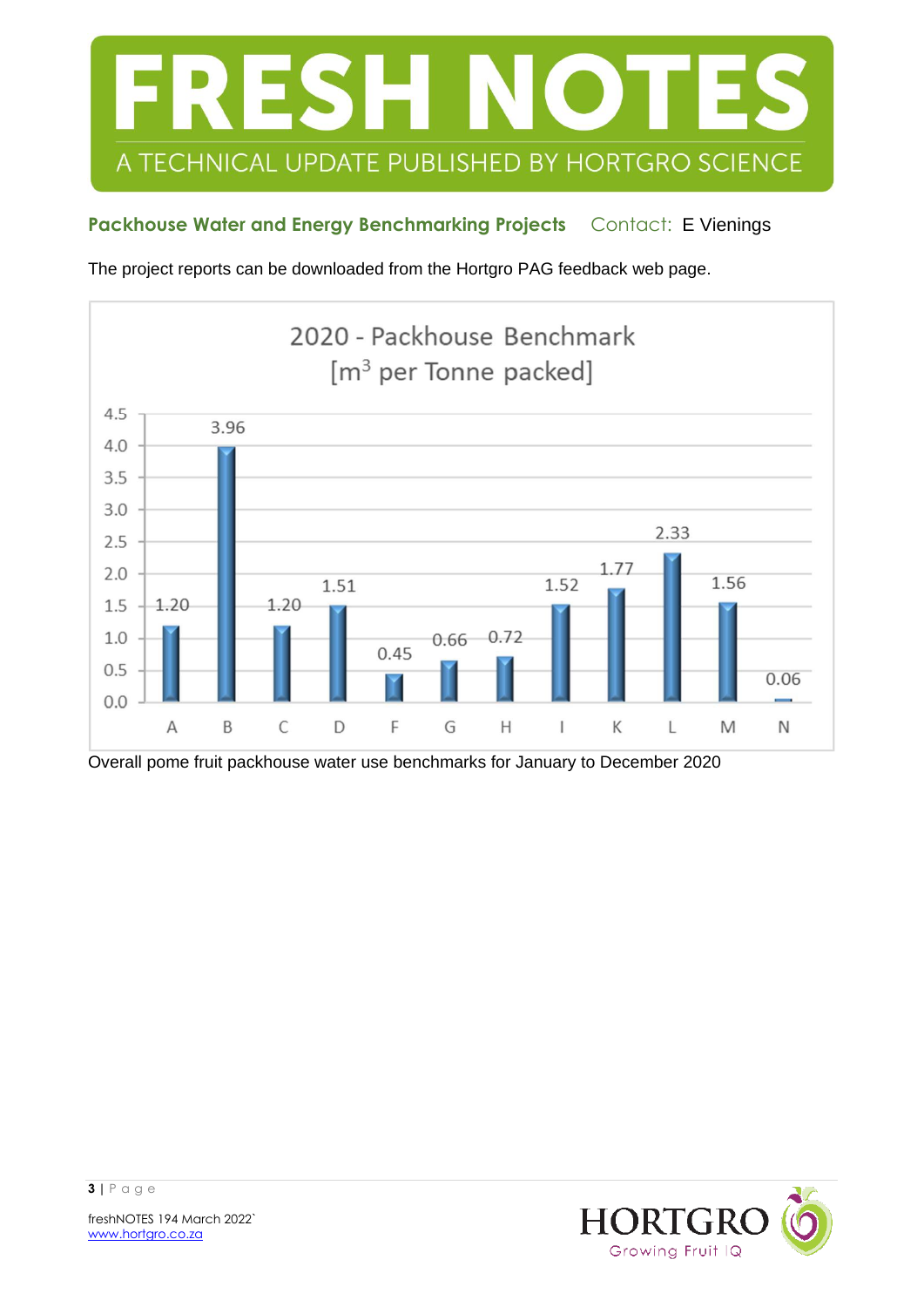# FRESH NOTES

A TECHNICAL UPDATE PUBLISHED BY HORTGRO SCIENCE

**Packhouse Water and Energy Benchmarking Projects** Contact: E Vienings

The project reports can be downloaded from the Hortgro PAG feedback web page.

**2020 - Packhouse Benchmark [$m^3$ per Tonne packed]**

| Packhouse | A | B | C | D | F | G | H | I | K | L | M | N |
|---|---|---|---|---|---|---|---|---|---|---|---|---|
| $m^3$ per Tonne packed | 1.20 | 3.96 | 1.20 | 1.51 | 0.45 | 0.66 | 0.72 | 1.52 | 1.77 | 2.33 | 1.56 | 0.06 |

Overall pome fruit packhouse water use benchmarks for January to December 2020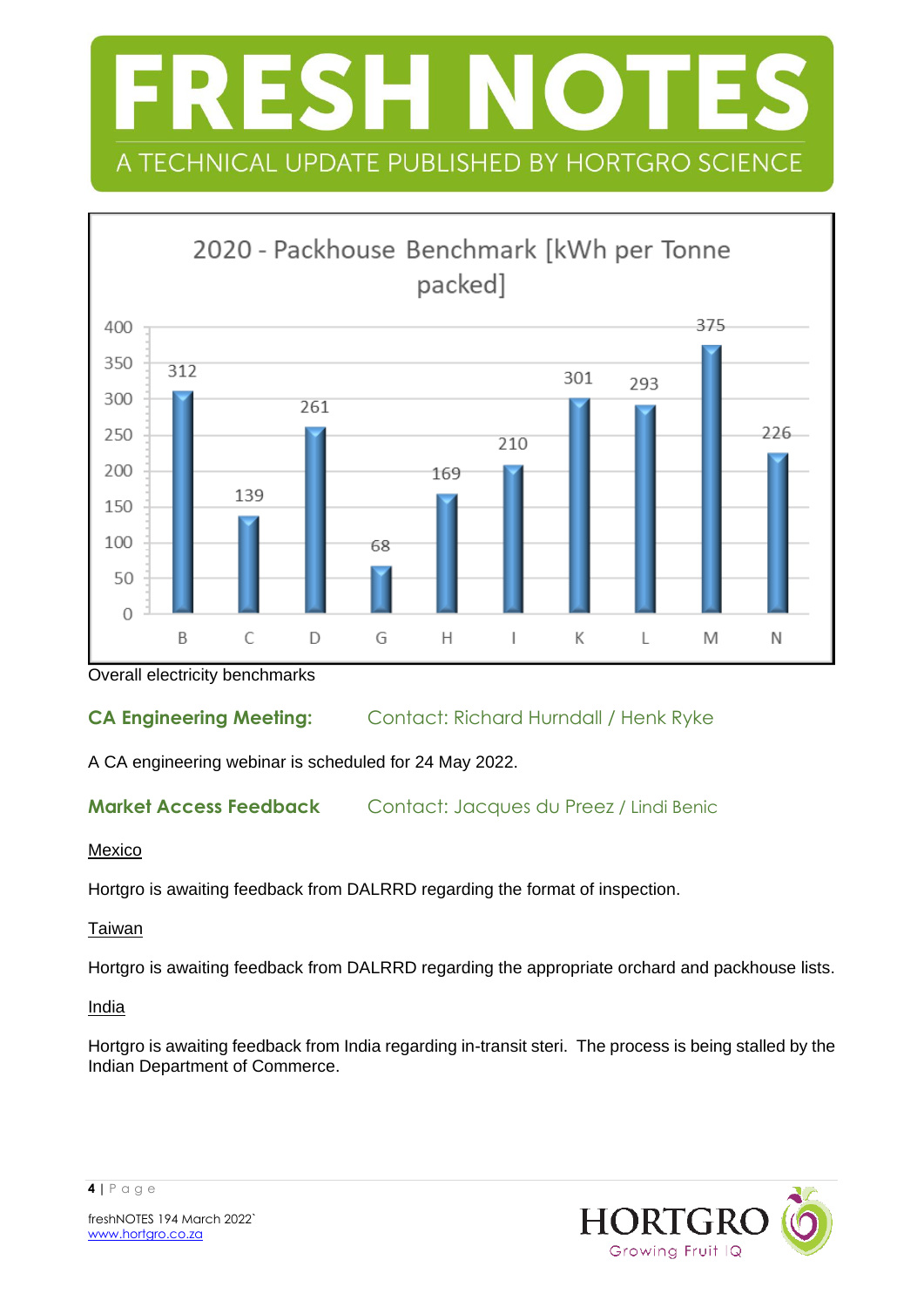**2020 - Packhouse Benchmark [kWh per Tonne packed]**

| Packhouse | kWh per Tonne packed |
|---|---|
| B | 312 |
| C | 139 |
| D | 261 |
| G | 68 |
| H | 169 |
| I | 210 |
| K | 301 |
| L | 293 |
| M | 375 |
| N | 226 |

Overall electricity benchmarks

## CA Engineering Meeting: Contact: Richard Hurndall / Henk Ryke

A CA engineering webinar is scheduled for 24 May 2022.

## Market Access Feedback Contact: Jacques du Preez / Lindi Benic

Mexico

Hortgro is awaiting feedback from DALRRD regarding the format of inspection.

Taiwan

Hortgro is awaiting feedback from DALRRD regarding the appropriate orchard and packhouse lists.

India

Hortgro is awaiting feedback from India regarding in-transit steri. The process is being stalled by the Indian Department of Commerce.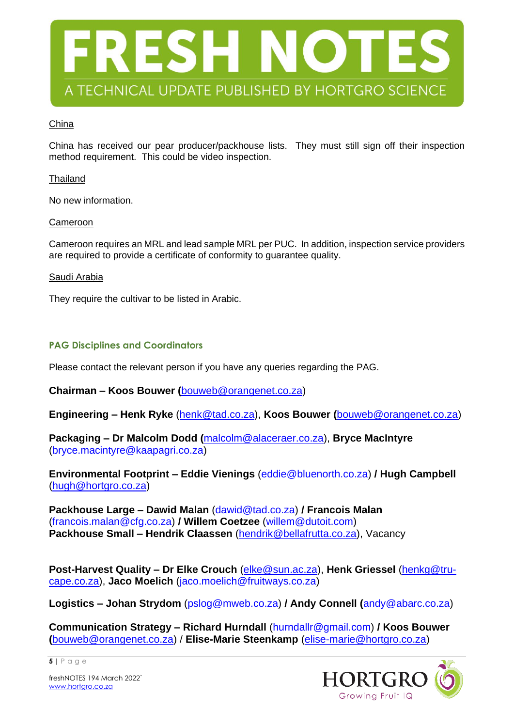China

China has received our pear producer/packhouse lists. They must still sign off their inspection method requirement. This could be video inspection.

Thailand

No new information.

Cameroon

Cameroon requires an MRL and lead sample MRL per PUC. In addition, inspection service providers are required to provide a certificate of conformity to guarantee quality.

Saudi Arabia

They require the cultivar to be listed in Arabic.

### PAG Disciplines and Coordinators

Please contact the relevant person if you have any queries regarding the PAG.

**Chairman – Koos Bouwer (**bouweb@orangenet.co.za)

**Engineering – Henk Ryke** (henk@tad.co.za), **Koos Bouwer (**bouweb@orangenet.co.za)

**Packaging – Dr Malcolm Dodd (**malcolm@alaceraer.co.za), **Bryce MacIntyre** (bryce.macintyre@kaapagri.co.za)

**Environmental Footprint – Eddie Vienings** (eddie@bluenorth.co.za) **/ Hugh Campbell** (hugh@hortgro.co.za)

**Packhouse Large – Dawid Malan** (dawid@tad.co.za) **/ Francois Malan** (francois.malan@cfg.co.za) **/ Willem Coetzee** (willem@dutoit.com)
**Packhouse Small – Hendrik Claassen** (hendrik@bellafrutta.co.za), Vacancy

**Post-Harvest Quality – Dr Elke Crouch** (elke@sun.ac.za), **Henk Griessel** (henkg@tru-cape.co.za), **Jaco Moelich** (jaco.moelich@fruitways.co.za)

**Logistics – Johan Strydom** (pslog@mweb.co.za) **/ Andy Connell (**andy@abarc.co.za)

**Communication Strategy – Richard Hurndall** (hurndallr@gmail.com) **/ Koos Bouwer (**bouweb@orangenet.co.za) / **Elise-Marie Steenkamp** (elise-marie@hortgro.co.za)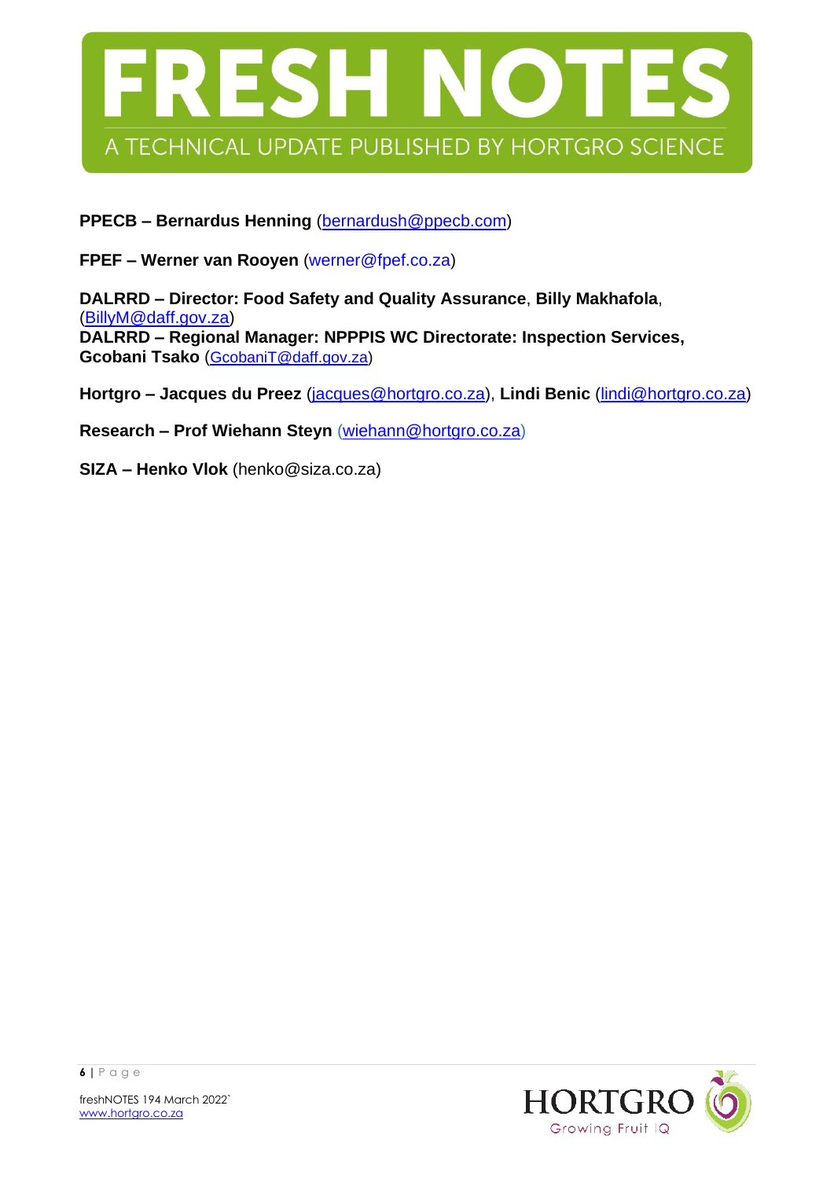**PPECB – Bernardus Henning** (bernardush@ppecb.com)

**FPEF – Werner van Rooyen** (werner@fpef.co.za)

**DALRRD – Director: Food Safety and Quality Assurance**, **Billy Makhafola**, (BillyM@daff.gov.za)
**DALRRD – Regional Manager: NPPPIS WC Directorate: Inspection Services, Gcobani Tsako** (GcobaniT@daff.gov.za)

**Hortgro – Jacques du Preez** (jacques@hortgro.co.za), **Lindi Benic** (lindi@hortgro.co.za)

**Research – Prof Wiehann Steyn** (wiehann@hortgro.co.za)

**SIZA – Henko Vlok** (henko@siza.co.za)